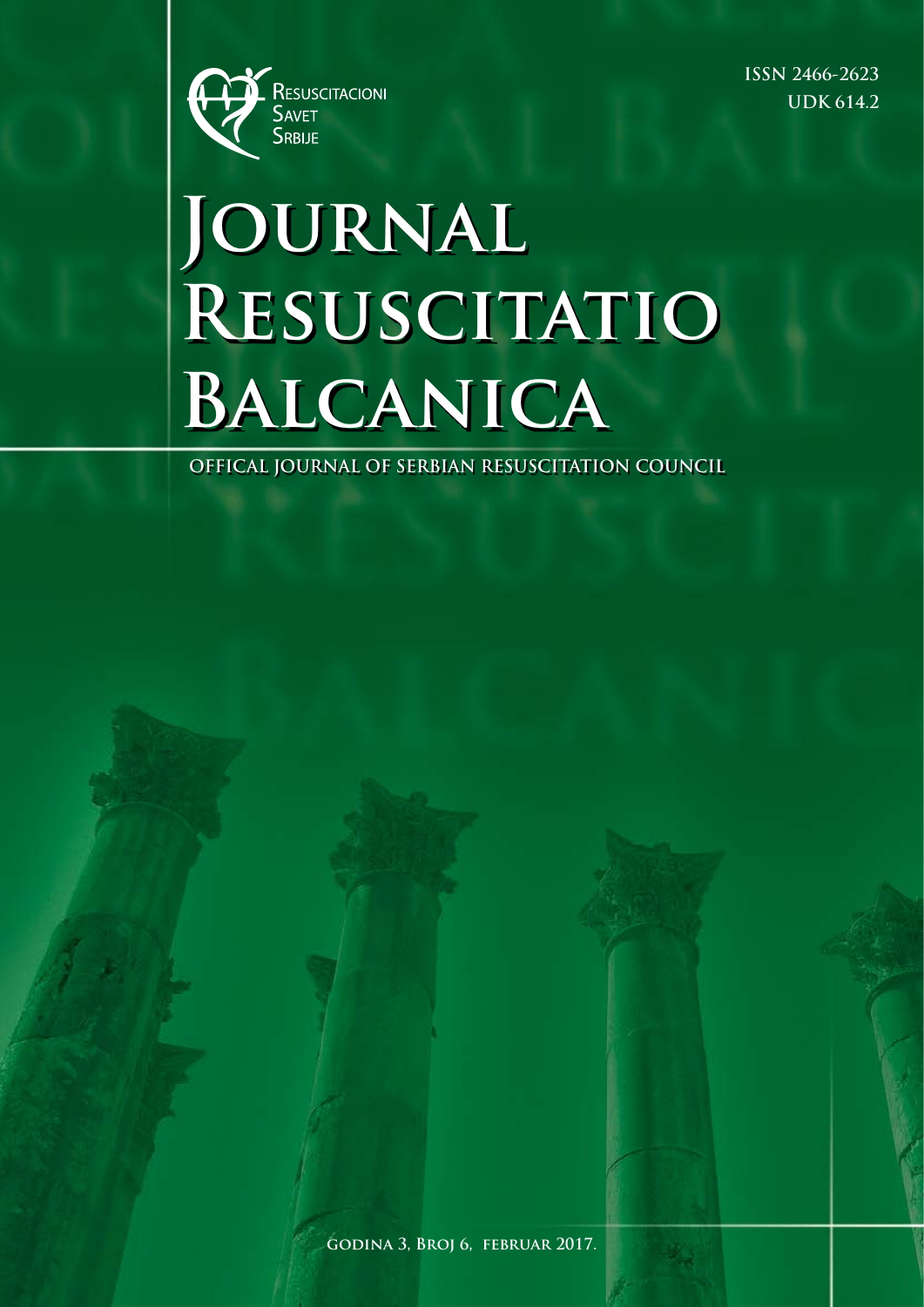Resuscitacioni Savet Srbije

ISSN 2466-2623
UDK 614.2

# Journal Resuscitatio Balcanica

**OFFICAL JOURNAL OF SERBIAN RESUSCITATION COUNCIL**

Godina 3, Broj 6, februar 2017.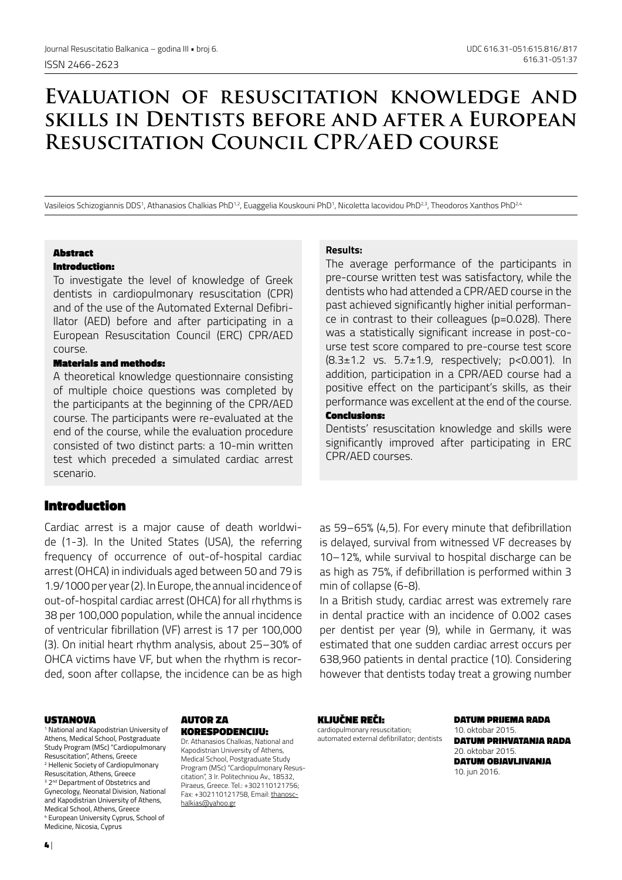# Evaluation of resuscitation knowledge and skills in Dentists before and after a European Resuscitation Council CPR/AED course

Vasileios Schizogiannis DDS[1], Athanasios Chalkias PhD[1,2], Euaggelia Kouskouni PhD[1], Nicoletta Iacovidou PhD[2,3], Theodoros Xanthos PhD[2,4]

### Abstract

**Introduction:**

To investigate the level of knowledge of Greek dentists in cardiopulmonary resuscitation (CPR) and of the use of the Automated External Defibrillator (AED) before and after participating in a European Resuscitation Council (ERC) CPR/AED course.

**Materials and methods:**

A theoretical knowledge questionnaire consisting of multiple choice questions was completed by the participants at the beginning of the CPR/AED course. The participants were re-evaluated at the end of the course, while the evaluation procedure consisted of two distinct parts: a 10-min written test which preceded a simulated cardiac arrest scenario.

**Results:**

The average performance of the participants in pre-course written test was satisfactory, while the dentists who had attended a CPR/AED course in the past achieved significantly higher initial performance in contrast to their colleagues (p=0.028). There was a statistically significant increase in post-course test score compared to pre-course test score (8.3±1.2 vs. 5.7±1.9, respectively; p<0.001). In addition, participation in a CPR/AED course had a positive effect on the participant's skills, as their performance was excellent at the end of the course.

**Conclusions:**

Dentists' resuscitation knowledge and skills were significantly improved after participating in ERC CPR/AED courses.

## Introduction

Cardiac arrest is a major cause of death worldwide (1-3). In the United States (USA), the referring frequency of occurrence of out-of-hospital cardiac arrest (OHCA) in individuals aged between 50 and 79 is 1.9/1000 per year (2). In Europe, the annual incidence of out-of-hospital cardiac arrest (OHCA) for all rhythms is 38 per 100,000 population, while the annual incidence of ventricular fibrillation (VF) arrest is 17 per 100,000 (3). On initial heart rhythm analysis, about 25–30% of OHCA victims have VF, but when the rhythm is recorded, soon after collapse, the incidence can be as high as 59–65% (4,5). For every minute that defibrillation is delayed, survival from witnessed VF decreases by 10–12%, while survival to hospital discharge can be as high as 75%, if defibrillation is performed within 3 min of collapse (6-8).

In a British study, cardiac arrest was extremely rare in dental practice with an incidence of 0.002 cases per dentist per year (9), while in Germany, it was estimated that one sudden cardiac arrest occurs per 638,960 patients in dental practice (10). Considering however that dentists today treat a growing number

**USTANOVA**

[1] National and Kapodistrian University of Athens, Medical School, Postgraduate Study Program (MSc) "Cardiopulmonary Resuscitation", Athens, Greece
[2] Hellenic Society of Cardiopulmonary Resuscitation, Athens, Greece
[3] 2nd Department of Obstetrics and Gynecology, Neonatal Division, National and Kapodistrian University of Athens, Medical School, Athens, Greece
[4] European University Cyprus, School of Medicine, Nicosia, Cyprus

**AUTOR ZA KORESPODENCIJU:**

Dr. Athanasios Chalkias, National and Kapodistrian University of Athens, Medical School, Postgraduate Study Program (MSc) "Cardiopulmonary Resuscitation", 3 Ir. Politechniou Av., 18532, Piraeus, Greece. Tel.: +302110121756; Fax: +302110121758, Email: thanoschalkias@yahoo.gr

**KLJUČNE REČI:**

cardiopulmonary resuscitation; automated external defibrillator; dentists

**DATUM PRIJEMA RADA**
10. oktobar 2015.

**DATUM PRIHVATANJA RADA**
20. oktobar 2015.

**DATUM OBJAVLJIVANJA**
10. jun 2016.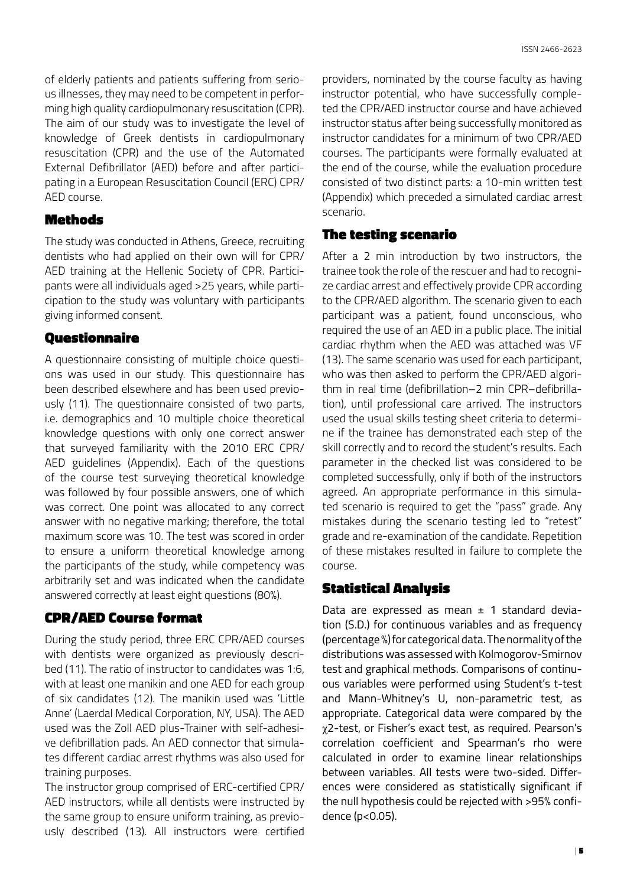of elderly patients and patients suffering from serious illnesses, they may need to be competent in performing high quality cardiopulmonary resuscitation (CPR). The aim of our study was to investigate the level of knowledge of Greek dentists in cardiopulmonary resuscitation (CPR) and the use of the Automated External Defibrillator (AED) before and after participating in a European Resuscitation Council (ERC) CPR/AED course.

## Methods

The study was conducted in Athens, Greece, recruiting dentists who had applied on their own will for CPR/AED training at the Hellenic Society of CPR. Participants were all individuals aged >25 years, while participation to the study was voluntary with participants giving informed consent.

## Questionnaire

A questionnaire consisting of multiple choice questions was used in our study. This questionnaire has been described elsewhere and has been used previously (11). The questionnaire consisted of two parts, i.e. demographics and 10 multiple choice theoretical knowledge questions with only one correct answer that surveyed familiarity with the 2010 ERC CPR/AED guidelines (Appendix). Each of the questions of the course test surveying theoretical knowledge was followed by four possible answers, one of which was correct. One point was allocated to any correct answer with no negative marking; therefore, the total maximum score was 10. The test was scored in order to ensure a uniform theoretical knowledge among the participants of the study, while competency was arbitrarily set and was indicated when the candidate answered correctly at least eight questions (80%).

## CPR/AED Course format

During the study period, three ERC CPR/AED courses with dentists were organized as previously described (11). The ratio of instructor to candidates was 1:6, with at least one manikin and one AED for each group of six candidates (12). The manikin used was 'Little Anne' (Laerdal Medical Corporation, NY, USA). The AED used was the Zoll AED plus-Trainer with self-adhesive defibrillation pads. An AED connector that simulates different cardiac arrest rhythms was also used for training purposes.

The instructor group comprised of ERC-certified CPR/AED instructors, while all dentists were instructed by the same group to ensure uniform training, as previously described (13). All instructors were certified providers, nominated by the course faculty as having instructor potential, who have successfully completed the CPR/AED instructor course and have achieved instructor status after being successfully monitored as instructor candidates for a minimum of two CPR/AED courses. The participants were formally evaluated at the end of the course, while the evaluation procedure consisted of two distinct parts: a 10-min written test (Appendix) which preceded a simulated cardiac arrest scenario.

## The testing scenario

After a 2 min introduction by two instructors, the trainee took the role of the rescuer and had to recognize cardiac arrest and effectively provide CPR according to the CPR/AED algorithm. The scenario given to each participant was a patient, found unconscious, who required the use of an AED in a public place. The initial cardiac rhythm when the AED was attached was VF (13). The same scenario was used for each participant, who was then asked to perform the CPR/AED algorithm in real time (defibrillation–2 min CPR–defibrillation), until professional care arrived. The instructors used the usual skills testing sheet criteria to determine if the trainee has demonstrated each step of the skill correctly and to record the student's results. Each parameter in the checked list was considered to be completed successfully, only if both of the instructors agreed. An appropriate performance in this simulated scenario is required to get the "pass" grade. Any mistakes during the scenario testing led to "retest" grade and re-examination of the candidate. Repetition of these mistakes resulted in failure to complete the course.

## Statistical Analysis

Data are expressed as mean ± 1 standard deviation (S.D.) for continuous variables and as frequency (percentage %) for categorical data. The normality of the distributions was assessed with Kolmogorov-Smirnov test and graphical methods. Comparisons of continuous variables were performed using Student's t-test and Mann-Whitney's U, non-parametric test, as appropriate. Categorical data were compared by the $\chi 2$-test, or Fisher's exact test, as required. Pearson's correlation coefficient and Spearman's rho were calculated in order to examine linear relationships between variables. All tests were two-sided. Differences were considered as statistically significant if the null hypothesis could be rejected with >95% confidence ($p<0.05$).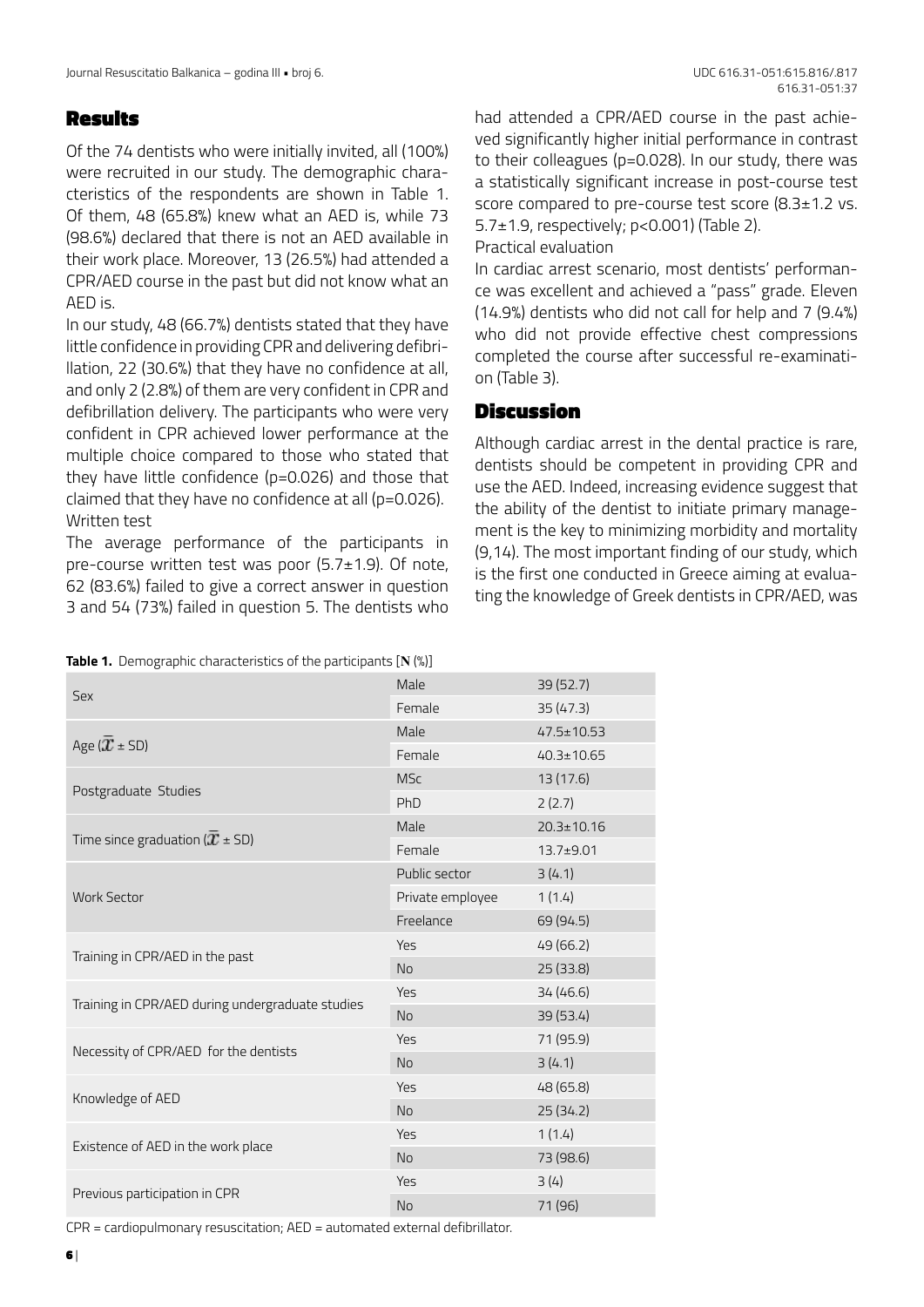## Results

Of the 74 dentists who were initially invited, all (100%) were recruited in our study. The demographic characteristics of the respondents are shown in Table 1. Of them, 48 (65.8%) knew what an AED is, while 73 (98.6%) declared that there is not an AED available in their work place. Moreover, 13 (26.5%) had attended a CPR/AED course in the past but did not know what an AED is.

In our study, 48 (66.7%) dentists stated that they have little confidence in providing CPR and delivering defibrillation, 22 (30.6%) that they have no confidence at all, and only 2 (2.8%) of them are very confident in CPR and defibrillation delivery. The participants who were very confident in CPR achieved lower performance at the multiple choice compared to those who stated that they have little confidence (p=0.026) and those that claimed that they have no confidence at all (p=0.026).

Written test

The average performance of the participants in pre-course written test was poor (5.7±1.9). Of note, 62 (83.6%) failed to give a correct answer in question 3 and 54 (73%) failed in question 5. The dentists who had attended a CPR/AED course in the past achieved significantly higher initial performance in contrast to their colleagues (p=0.028). In our study, there was a statistically significant increase in post-course test score compared to pre-course test score (8.3±1.2 vs. 5.7±1.9, respectively; p<0.001) (Table 2).

Practical evaluation

In cardiac arrest scenario, most dentists' performance was excellent and achieved a "pass" grade. Eleven (14.9%) dentists who did not call for help and 7 (9.4%) who did not provide effective chest compressions completed the course after successful re-examination (Table 3).

## Discussion

Although cardiac arrest in the dental practice is rare, dentists should be competent in providing CPR and use the AED. Indeed, increasing evidence suggest that the ability of the dentist to initiate primary management is the key to minimizing morbidity and mortality (9,14). The most important finding of our study, which is the first one conducted in Greece aiming at evaluating the knowledge of Greek dentists in CPR/AED, was

**Table 1.** Demographic characteristics of the participants [N (%)]

| | | |
|---|---|---|
| Sex | Male | 39 (52.7) |
| | Female | 35 (47.3) |
| Age ($\bar{x}$ ± SD) | Male | 47.5±10.53 |
| | Female | 40.3±10.65 |
| Postgraduate Studies | MSc | 13 (17.6) |
| | PhD | 2 (2.7) |
| Time since graduation ($\bar{x}$ ± SD) | Male | 20.3±10.16 |
| | Female | 13.7±9.01 |
| Work Sector | Public sector | 3 (4.1) |
| | Private employee | 1 (1.4) |
| | Freelance | 69 (94.5) |
| Training in CPR/AED in the past | Yes | 49 (66.2) |
| | No | 25 (33.8) |
| Training in CPR/AED during undergraduate studies | Yes | 34 (46.6) |
| | No | 39 (53.4) |
| Necessity of CPR/AED for the dentists | Yes | 71 (95.9) |
| | No | 3 (4.1) |
| Knowledge of AED | Yes | 48 (65.8) |
| | No | 25 (34.2) |
| Existence of AED in the work place | Yes | 1 (1.4) |
| | No | 73 (98.6) |
| Previous participation in CPR | Yes | 3 (4) |
| | No | 71 (96) |

CPR = cardiopulmonary resuscitation; AED = automated external defibrillator.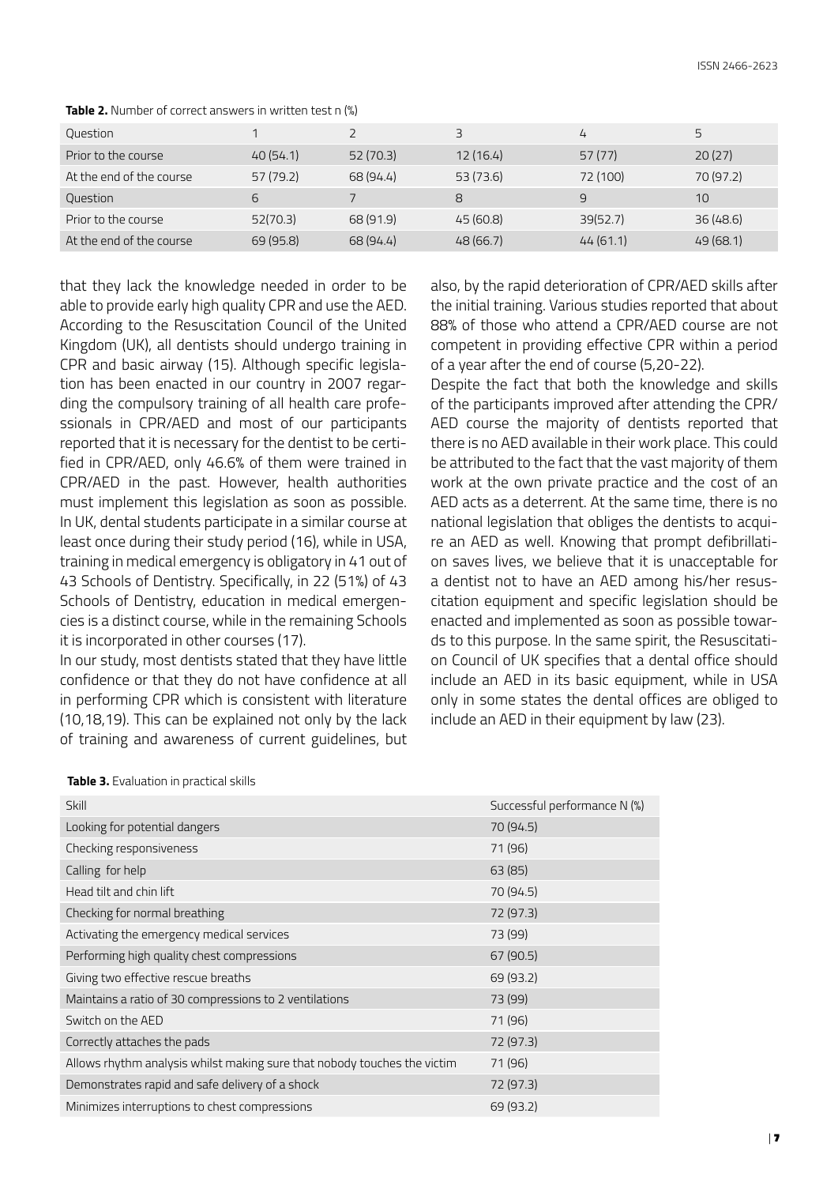**Table 2.** Number of correct answers in written test n (%)

| Question | 1 | 2 | 3 | 4 | 5 |
|---|---|---|---|---|---|
| Prior to the course | 40 (54.1) | 52 (70.3) | 12 (16.4) | 57 (77) | 20 (27) |
| At the end of the course | 57 (79.2) | 68 (94.4) | 53 (73.6) | 72 (100) | 70 (97.2) |
| Question | 6 | 7 | 8 | 9 | 10 |
| Prior to the course | 52(70.3) | 68 (91.9) | 45 (60.8) | 39(52.7) | 36 (48.6) |
| At the end of the course | 69 (95.8) | 68 (94.4) | 48 (66.7) | 44 (61.1) | 49 (68.1) |

that they lack the knowledge needed in order to be able to provide early high quality CPR and use the AED. According to the Resuscitation Council of the United Kingdom (UK), all dentists should undergo training in CPR and basic airway (15). Although specific legislation has been enacted in our country in 2007 regarding the compulsory training of all health care professionals in CPR/AED and most of our participants reported that it is necessary for the dentist to be certified in CPR/AED, only 46.6% of them were trained in CPR/AED in the past. However, health authorities must implement this legislation as soon as possible. In UK, dental students participate in a similar course at least once during their study period (16), while in USA, training in medical emergency is obligatory in 41 out of 43 Schools of Dentistry. Specifically, in 22 (51%) of 43 Schools of Dentistry, education in medical emergencies is a distinct course, while in the remaining Schools it is incorporated in other courses (17).

In our study, most dentists stated that they have little confidence or that they do not have confidence at all in performing CPR which is consistent with literature (10,18,19). This can be explained not only by the lack of training and awareness of current guidelines, but also, by the rapid deterioration of CPR/AED skills after the initial training. Various studies reported that about 88% of those who attend a CPR/AED course are not competent in providing effective CPR within a period of a year after the end of course (5,20-22).

Despite the fact that both the knowledge and skills of the participants improved after attending the CPR/AED course the majority of dentists reported that there is no AED available in their work place. This could be attributed to the fact that the vast majority of them work at the own private practice and the cost of an AED acts as a deterrent. At the same time, there is no national legislation that obliges the dentists to acquire an AED as well. Knowing that prompt defibrillation saves lives, we believe that it is unacceptable for a dentist not to have an AED among his/her resuscitation equipment and specific legislation should be enacted and implemented as soon as possible towards to this purpose. In the same spirit, the Resuscitation Council of UK specifies that a dental office should include an AED in its basic equipment, while in USA only in some states the dental offices are obliged to include an AED in their equipment by law (23).

**Table 3.** Evaluation in practical skills

| Skill | Successful performance N (%) |
|---|---|
| Looking for potential dangers | 70 (94.5) |
| Checking responsiveness | 71 (96) |
| Calling for help | 63 (85) |
| Head tilt and chin lift | 70 (94.5) |
| Checking for normal breathing | 72 (97.3) |
| Activating the emergency medical services | 73 (99) |
| Performing high quality chest compressions | 67 (90.5) |
| Giving two effective rescue breaths | 69 (93.2) |
| Maintains a ratio of 30 compressions to 2 ventilations | 73 (99) |
| Switch on the AED | 71 (96) |
| Correctly attaches the pads | 72 (97.3) |
| Allows rhythm analysis whilst making sure that nobody touches the victim | 71 (96) |
| Demonstrates rapid and safe delivery of a shock | 72 (97.3) |
| Minimizes interruptions to chest compressions | 69 (93.2) |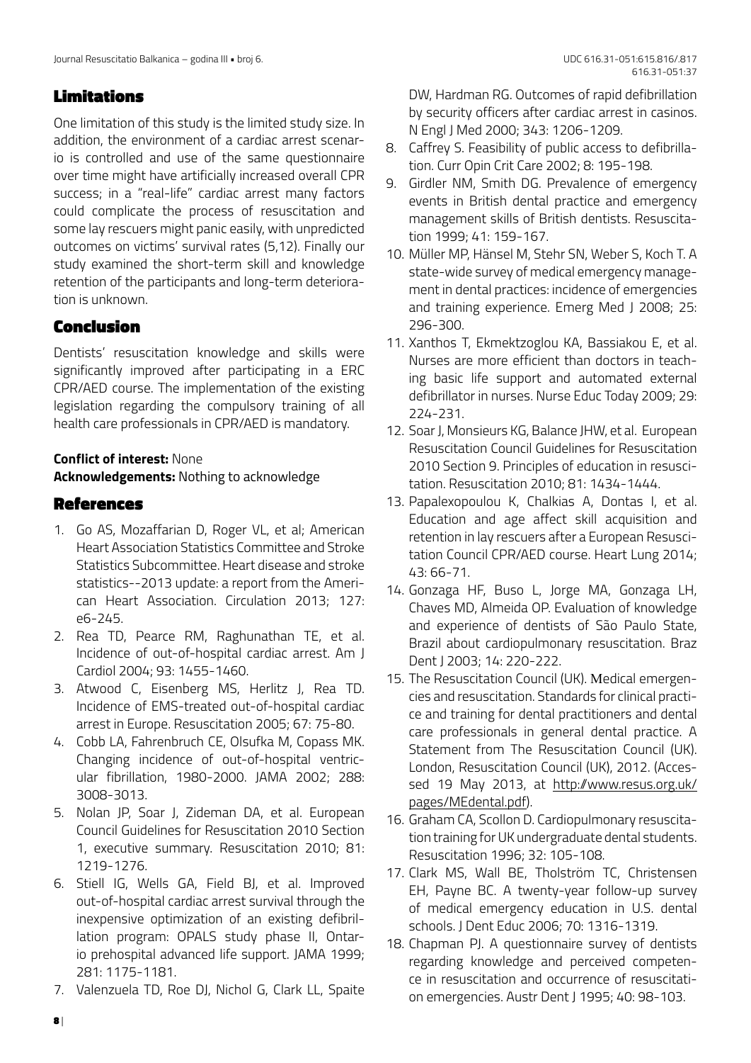## Limitations

One limitation of this study is the limited study size. In addition, the environment of a cardiac arrest scenario is controlled and use of the same questionnaire over time might have artificially increased overall CPR success; in a "real-life" cardiac arrest many factors could complicate the process of resuscitation and some lay rescuers might panic easily, with unpredicted outcomes on victims' survival rates (5,12). Finally our study examined the short-term skill and knowledge retention of the participants and long-term deterioration is unknown.

## Conclusion

Dentists' resuscitation knowledge and skills were significantly improved after participating in a ERC CPR/AED course. The implementation of the existing legislation regarding the compulsory training of all health care professionals in CPR/AED is mandatory.

**Conflict of interest:** None
**Acknowledgements:** Nothing to acknowledge

## References

1. Go AS, Mozaffarian D, Roger VL, et al; American Heart Association Statistics Committee and Stroke Statistics Subcommittee. Heart disease and stroke statistics--2013 update: a report from the American Heart Association. Circulation 2013; 127: e6-245.
2. Rea TD, Pearce RM, Raghunathan TE, et al. Incidence of out-of-hospital cardiac arrest. Am J Cardiol 2004; 93: 1455-1460.
3. Atwood C, Eisenberg MS, Herlitz J, Rea TD. Incidence of EMS-treated out-of-hospital cardiac arrest in Europe. Resuscitation 2005; 67: 75-80.
4. Cobb LA, Fahrenbruch CE, Olsufka M, Copass MK. Changing incidence of out-of-hospital ventricular fibrillation, 1980-2000. JAMA 2002; 288: 3008-3013.
5. Nolan JP, Soar J, Zideman DA, et al. European Council Guidelines for Resuscitation 2010 Section 1, executive summary. Resuscitation 2010; 81: 1219-1276.
6. Stiell IG, Wells GA, Field BJ, et al. Improved out-of-hospital cardiac arrest survival through the inexpensive optimization of an existing defibrillation program: OPALS study phase II, Ontario prehospital advanced life support. JAMA 1999; 281: 1175-1181.
7. Valenzuela TD, Roe DJ, Nichol G, Clark LL, Spaite DW, Hardman RG. Outcomes of rapid defibrillation by security officers after cardiac arrest in casinos. N Engl J Med 2000; 343: 1206-1209.
8. Caffrey S. Feasibility of public access to defibrillation. Curr Opin Crit Care 2002; 8: 195-198.
9. Girdler NM, Smith DG. Prevalence of emergency events in British dental practice and emergency management skills of British dentists. Resuscitation 1999; 41: 159-167.
10. Müller MP, Hänsel M, Stehr SN, Weber S, Koch T. A state-wide survey of medical emergency management in dental practices: incidence of emergencies and training experience. Emerg Med J 2008; 25: 296-300.
11. Xanthos T, Ekmektzoglou KA, Bassiakou E, et al. Nurses are more efficient than doctors in teaching basic life support and automated external defibrillator in nurses. Nurse Educ Today 2009; 29: 224-231.
12. Soar J, Monsieurs KG, Balance JHW, et al. European Resuscitation Council Guidelines for Resuscitation 2010 Section 9. Principles of education in resuscitation. Resuscitation 2010; 81: 1434-1444.
13. Papalexopoulou K, Chalkias A, Dontas I, et al. Education and age affect skill acquisition and retention in lay rescuers after a European Resuscitation Council CPR/AED course. Heart Lung 2014; 43: 66-71.
14. Gonzaga HF, Buso L, Jorge MA, Gonzaga LH, Chaves MD, Almeida OP. Evaluation of knowledge and experience of dentists of São Paulo State, Brazil about cardiopulmonary resuscitation. Braz Dent J 2003; 14: 220-222.
15. The Resuscitation Council (UK). Medical emergencies and resuscitation. Standards for clinical practice and training for dental practitioners and dental care professionals in general dental practice. A Statement from The Resuscitation Council (UK). London, Resuscitation Council (UK), 2012. (Accessed 19 May 2013, at http://www.resus.org.uk/pages/MEdental.pdf).
16. Graham CA, Scollon D. Cardiopulmonary resuscitation training for UK undergraduate dental students. Resuscitation 1996; 32: 105-108.
17. Clark MS, Wall BE, Tholström TC, Christensen EH, Payne BC. A twenty-year follow-up survey of medical emergency education in U.S. dental schools. J Dent Educ 2006; 70: 1316-1319.
18. Chapman PJ. A questionnaire survey of dentists regarding knowledge and perceived competence in resuscitation and occurrence of resuscitation emergencies. Austr Dent J 1995; 40: 98-103.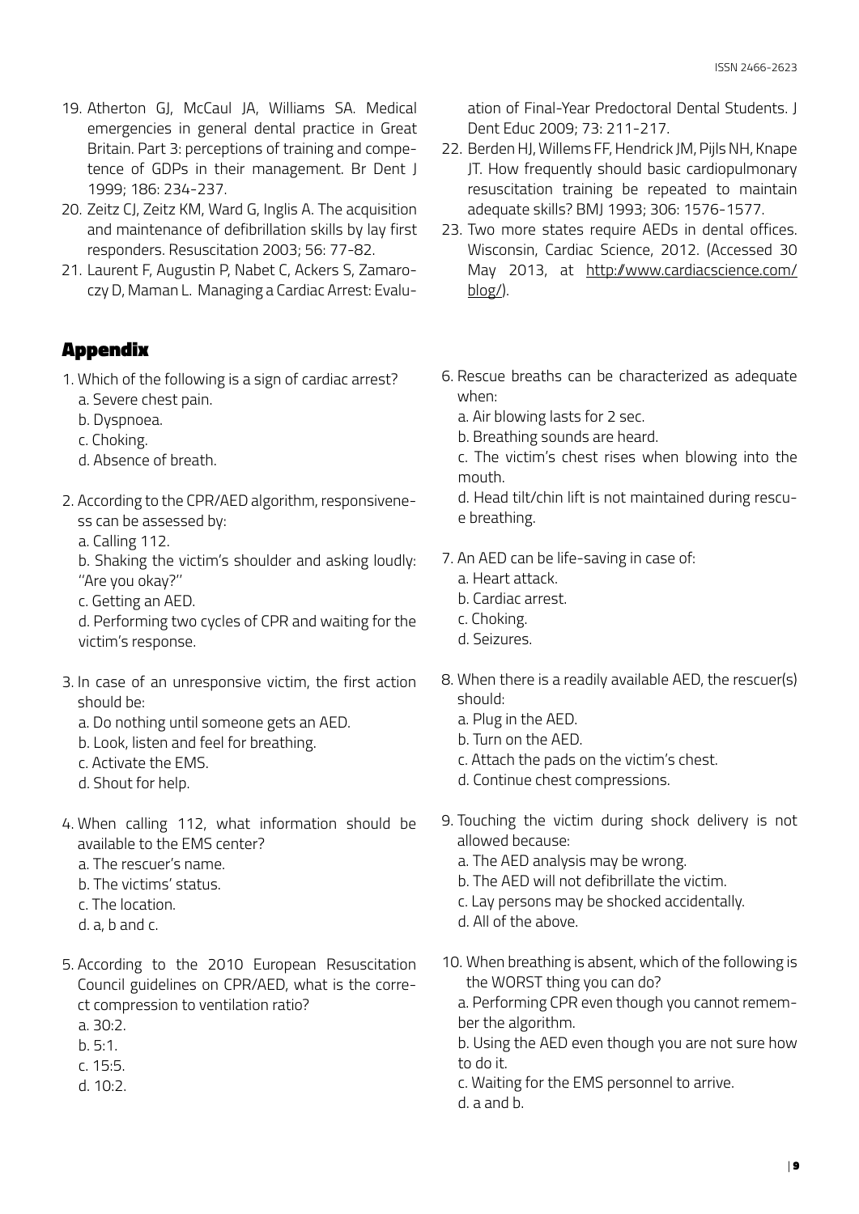19. Atherton GJ, McCaul JA, Williams SA. Medical emergencies in general dental practice in Great Britain. Part 3: perceptions of training and competence of GDPs in their management. Br Dent J 1999; 186: 234-237.
20. Zeitz CJ, Zeitz KM, Ward G, Inglis A. The acquisition and maintenance of defibrillation skills by lay first responders. Resuscitation 2003; 56: 77-82.
21. Laurent F, Augustin P, Nabet C, Ackers S, Zamaroczy D, Maman L. Managing a Cardiac Arrest: Evaluation of Final-Year Predoctoral Dental Students. J Dent Educ 2009; 73: 211-217.
22. Berden HJ, Willems FF, Hendrick JM, Pijls NH, Knape JT. How frequently should basic cardiopulmonary resuscitation training be repeated to maintain adequate skills? BMJ 1993; 306: 1576-1577.
23. Two more states require AEDs in dental offices. Wisconsin, Cardiac Science, 2012. (Accessed 30 May 2013, at http://www.cardiacscience.com/blog/).

## Appendix

1. Which of the following is a sign of cardiac arrest?
   a. Severe chest pain.
   b. Dyspnoea.
   c. Choking.
   d. Absence of breath.

2. According to the CPR/AED algorithm, responsiveness can be assessed by:
   a. Calling 112.
   b. Shaking the victim's shoulder and asking loudly: ''Are you okay?''
   c. Getting an AED.
   d. Performing two cycles of CPR and waiting for the victim's response.

3. In case of an unresponsive victim, the first action should be:
   a. Do nothing until someone gets an AED.
   b. Look, listen and feel for breathing.
   c. Activate the EMS.
   d. Shout for help.

4. When calling 112, what information should be available to the EMS center?
   a. The rescuer's name.
   b. The victims' status.
   c. The location.
   d. a, b and c.

5. According to the 2010 European Resuscitation Council guidelines on CPR/AED, what is the correct compression to ventilation ratio?
   a. 30:2.
   b. 5:1.
   c. 15:5.
   d. 10:2.

6. Rescue breaths can be characterized as adequate when:
   a. Air blowing lasts for 2 sec.
   b. Breathing sounds are heard.
   c. The victim's chest rises when blowing into the mouth.
   d. Head tilt/chin lift is not maintained during rescue breathing.

7. An AED can be life-saving in case of:
   a. Heart attack.
   b. Cardiac arrest.
   c. Choking.
   d. Seizures.

8. When there is a readily available AED, the rescuer(s) should:
   a. Plug in the AED.
   b. Turn on the AED.
   c. Attach the pads on the victim's chest.
   d. Continue chest compressions.

9. Touching the victim during shock delivery is not allowed because:
   a. The AED analysis may be wrong.
   b. The AED will not defibrillate the victim.
   c. Lay persons may be shocked accidentally.
   d. All of the above.

10. When breathing is absent, which of the following is the WORST thing you can do?
    a. Performing CPR even though you cannot remember the algorithm.
    b. Using the AED even though you are not sure how to do it.
    c. Waiting for the EMS personnel to arrive.
    d. a and b.